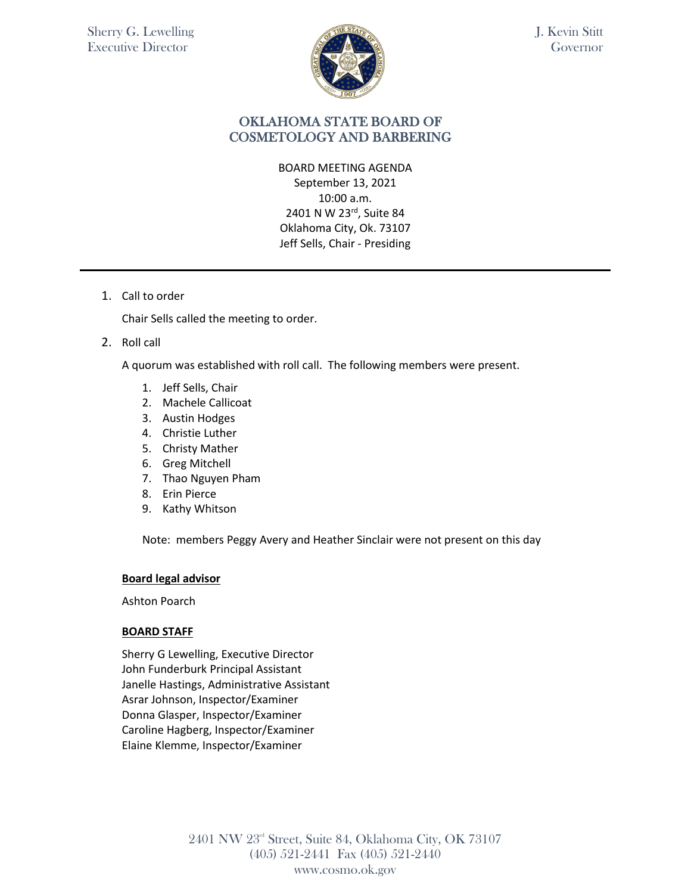Sherry G. Lewelling
Executive Director

J. Kevin Stitt
Governor

# OKLAHOMA STATE BOARD OF COSMETOLOGY AND BARBERING

BOARD MEETING AGENDA
September 13, 2021
10:00 a.m.
2401 N W 23rd, Suite 84
Oklahoma City, Ok. 73107
Jeff Sells, Chair - Presiding

---

1. Call to order

   Chair Sells called the meeting to order.

2. Roll call

   A quorum was established with roll call. The following members were present.

   1. Jeff Sells, Chair
   2. Machele Callicoat
   3. Austin Hodges
   4. Christie Luther
   5. Christy Mather
   6. Greg Mitchell
   7. Thao Nguyen Pham
   8. Erin Pierce
   9. Kathy Whitson

   Note: members Peggy Avery and Heather Sinclair were not present on this day

**Board legal advisor**

Ashton Poarch

**BOARD STAFF**

Sherry G Lewelling, Executive Director
John Funderburk Principal Assistant
Janelle Hastings, Administrative Assistant
Asrar Johnson, Inspector/Examiner
Donna Glasper, Inspector/Examiner
Caroline Hagberg, Inspector/Examiner
Elaine Klemme, Inspector/Examiner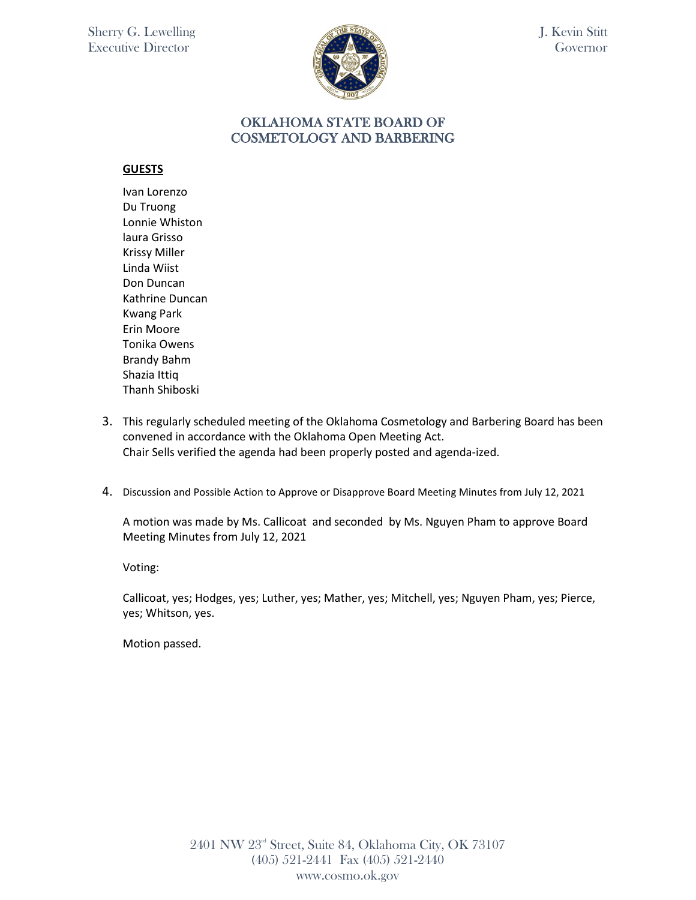**GUESTS**

Ivan Lorenzo
Du Truong
Lonnie Whiston
laura Grisso
Krissy Miller
Linda Wiist
Don Duncan
Kathrine Duncan
Kwang Park
Erin Moore
Tonika Owens
Brandy Bahm
Shazia Ittiq
Thanh Shiboski

3. This regularly scheduled meeting of the Oklahoma Cosmetology and Barbering Board has been convened in accordance with the Oklahoma Open Meeting Act.
   Chair Sells verified the agenda had been properly posted and agenda-ized.

4. Discussion and Possible Action to Approve or Disapprove Board Meeting Minutes from July 12, 2021

   A motion was made by Ms. Callicoat and seconded by Ms. Nguyen Pham to approve Board Meeting Minutes from July 12, 2021

   Voting:

   Callicoat, yes; Hodges, yes; Luther, yes; Mather, yes; Mitchell, yes; Nguyen Pham, yes; Pierce, yes; Whitson, yes.

   Motion passed.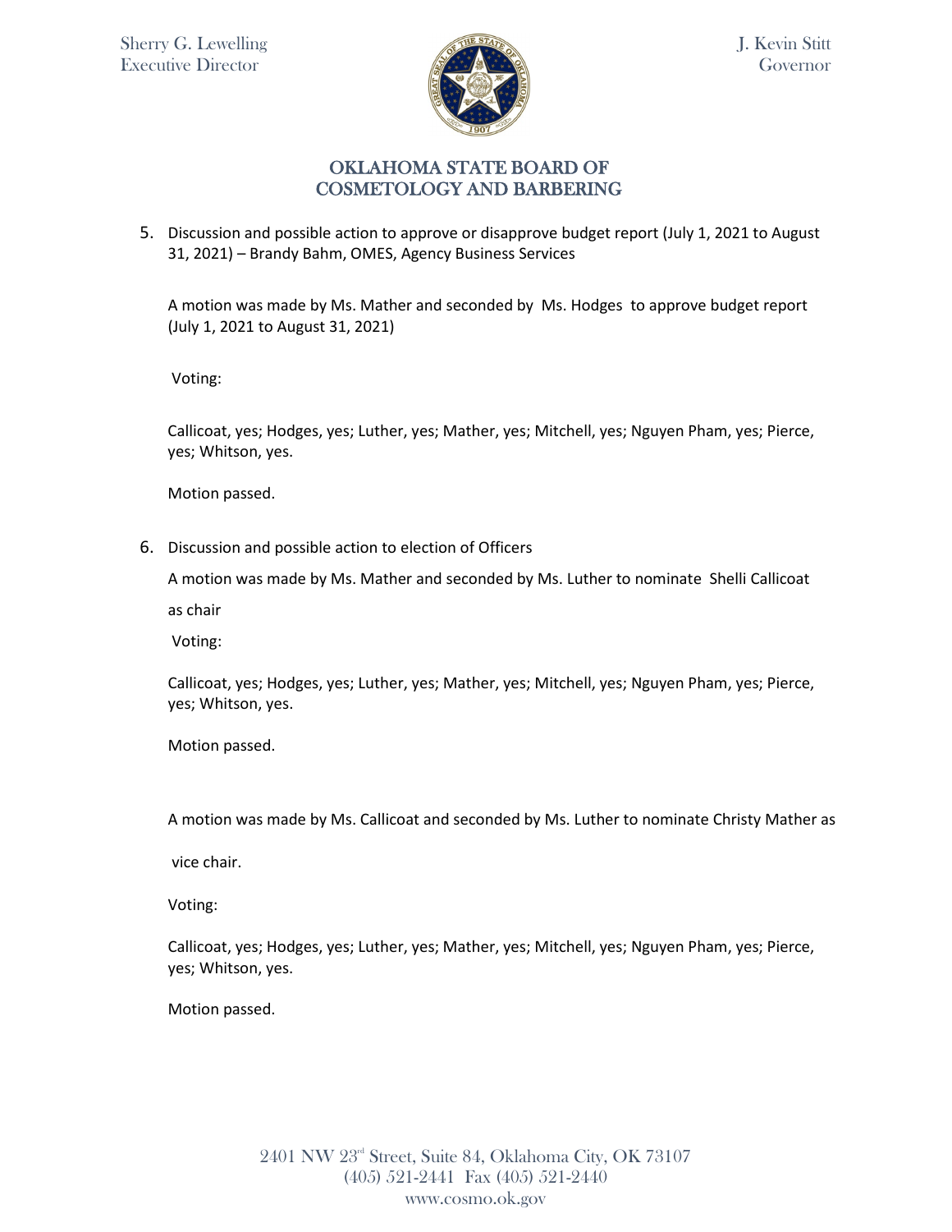5. Discussion and possible action to approve or disapprove budget report (July 1, 2021 to August 31, 2021) – Brandy Bahm, OMES, Agency Business Services

   A motion was made by Ms. Mather and seconded by Ms. Hodges to approve budget report (July 1, 2021 to August 31, 2021)

   Voting:

   Callicoat, yes; Hodges, yes; Luther, yes; Mather, yes; Mitchell, yes; Nguyen Pham, yes; Pierce, yes; Whitson, yes.

   Motion passed.

6. Discussion and possible action to election of Officers

   A motion was made by Ms. Mather and seconded by Ms. Luther to nominate Shelli Callicoat as chair

   Voting:

   Callicoat, yes; Hodges, yes; Luther, yes; Mather, yes; Mitchell, yes; Nguyen Pham, yes; Pierce, yes; Whitson, yes.

   Motion passed.

   A motion was made by Ms. Callicoat and seconded by Ms. Luther to nominate Christy Mather as vice chair.

   Voting:

   Callicoat, yes; Hodges, yes; Luther, yes; Mather, yes; Mitchell, yes; Nguyen Pham, yes; Pierce, yes; Whitson, yes.

   Motion passed.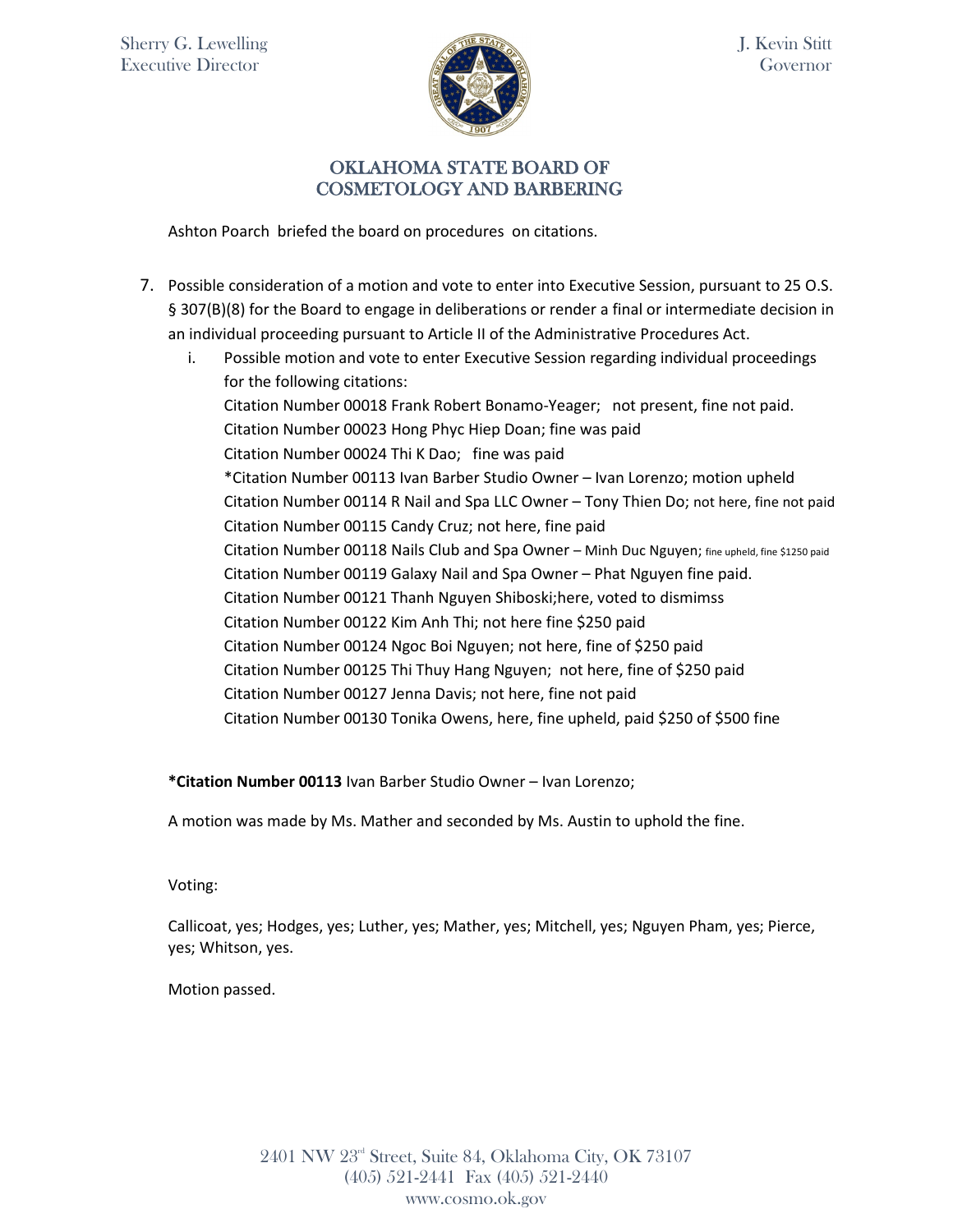Ashton Poarch briefed the board on procedures on citations.

7. Possible consideration of a motion and vote to enter into Executive Session, pursuant to 25 O.S. § 307(B)(8) for the Board to engage in deliberations or render a final or intermediate decision in an individual proceeding pursuant to Article II of the Administrative Procedures Act.
   i. Possible motion and vote to enter Executive Session regarding individual proceedings for the following citations:
      Citation Number 00018 Frank Robert Bonamo-Yeager; not present, fine not paid.
      Citation Number 00023 Hong Phyc Hiep Doan; fine was paid
      Citation Number 00024 Thi K Dao; fine was paid
      *Citation Number 00113 Ivan Barber Studio Owner – Ivan Lorenzo; motion upheld
      Citation Number 00114 R Nail and Spa LLC Owner – Tony Thien Do; not here, fine not paid
      Citation Number 00115 Candy Cruz; not here, fine paid
      Citation Number 00118 Nails Club and Spa Owner – Minh Duc Nguyen; fine upheld, fine $1250 paid
      Citation Number 00119 Galaxy Nail and Spa Owner – Phat Nguyen fine paid.
      Citation Number 00121 Thanh Nguyen Shiboski;here, voted to dismimss
      Citation Number 00122 Kim Anh Thi; not here fine $250 paid
      Citation Number 00124 Ngoc Boi Nguyen; not here, fine of $250 paid
      Citation Number 00125 Thi Thuy Hang Nguyen; not here, fine of $250 paid
      Citation Number 00127 Jenna Davis; not here, fine not paid
      Citation Number 00130 Tonika Owens, here, fine upheld, paid $250 of $500 fine

**\*Citation Number 00113** Ivan Barber Studio Owner – Ivan Lorenzo;

A motion was made by Ms. Mather and seconded by Ms. Austin to uphold the fine.

Voting:

Callicoat, yes; Hodges, yes; Luther, yes; Mather, yes; Mitchell, yes; Nguyen Pham, yes; Pierce, yes; Whitson, yes.

Motion passed.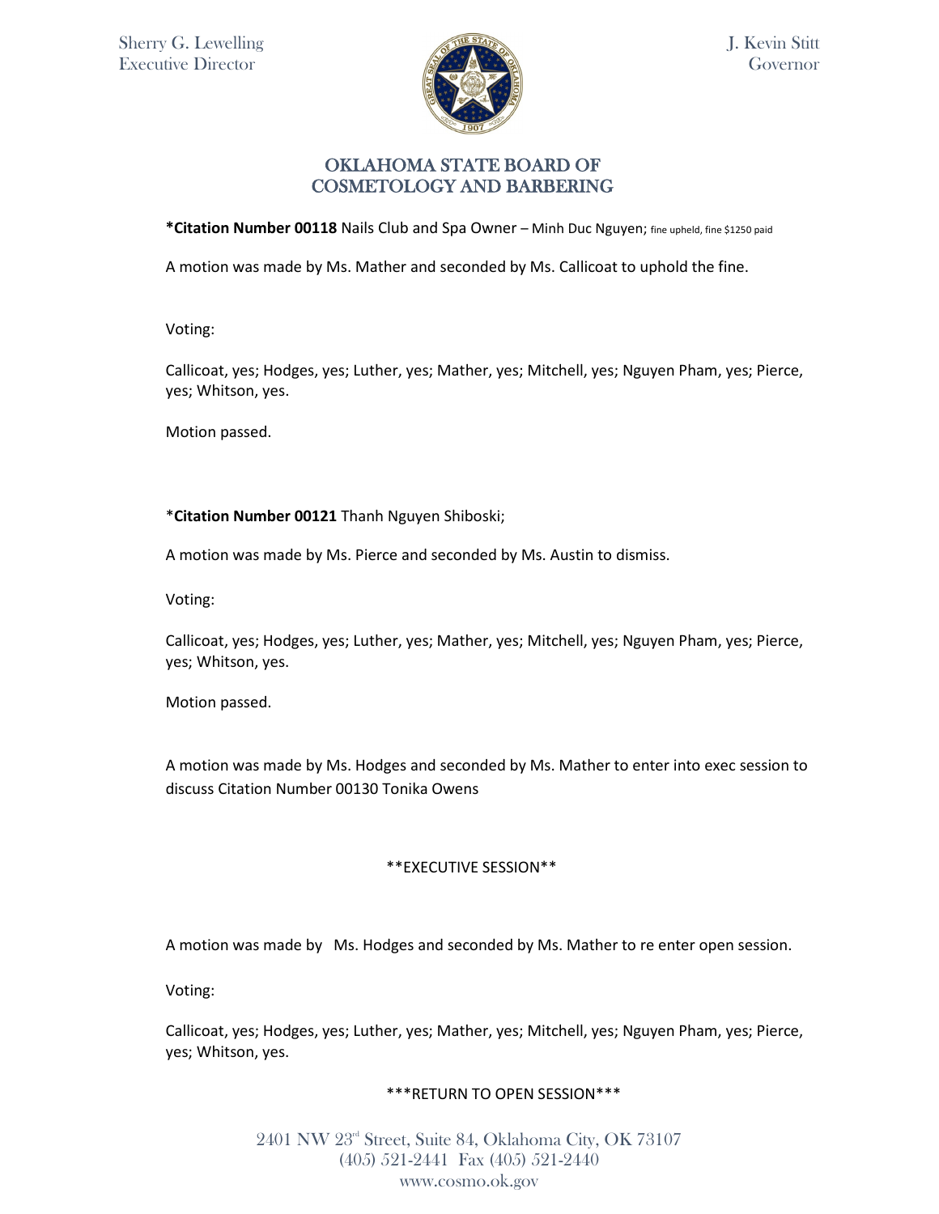**\*Citation Number 00118** Nails Club and Spa Owner – Minh Duc Nguyen; fine upheld, fine $1250 paid

A motion was made by Ms. Mather and seconded by Ms. Callicoat to uphold the fine.

Voting:

Callicoat, yes; Hodges, yes; Luther, yes; Mather, yes; Mitchell, yes; Nguyen Pham, yes; Pierce, yes; Whitson, yes.

Motion passed.

\***Citation Number 00121** Thanh Nguyen Shiboski;

A motion was made by Ms. Pierce and seconded by Ms. Austin to dismiss.

Voting:

Callicoat, yes; Hodges, yes; Luther, yes; Mather, yes; Mitchell, yes; Nguyen Pham, yes; Pierce, yes; Whitson, yes.

Motion passed.

A motion was made by Ms. Hodges and seconded by Ms. Mather to enter into exec session to discuss Citation Number 00130 Tonika Owens

\*\*EXECUTIVE SESSION\*\*

A motion was made by Ms. Hodges and seconded by Ms. Mather to re enter open session.

Voting:

Callicoat, yes; Hodges, yes; Luther, yes; Mather, yes; Mitchell, yes; Nguyen Pham, yes; Pierce, yes; Whitson, yes.

\*\*\*RETURN TO OPEN SESSION\*\*\*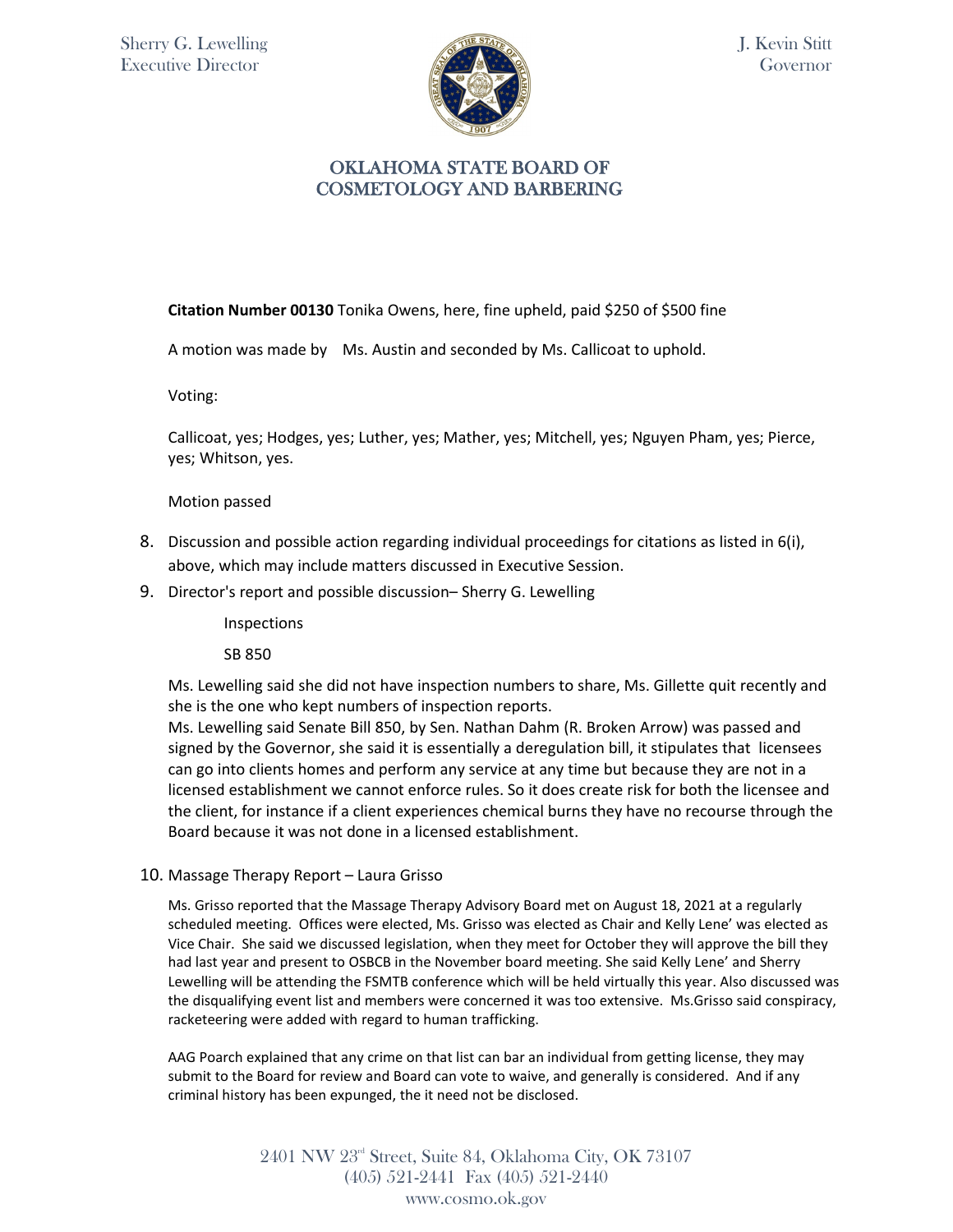**Citation Number 00130** Tonika Owens, here, fine upheld, paid $250 of $500 fine

A motion was made by Ms. Austin and seconded by Ms. Callicoat to uphold.

Voting:

Callicoat, yes; Hodges, yes; Luther, yes; Mather, yes; Mitchell, yes; Nguyen Pham, yes; Pierce, yes; Whitson, yes.

Motion passed

8. Discussion and possible action regarding individual proceedings for citations as listed in 6(i), above, which may include matters discussed in Executive Session.
9. Director's report and possible discussion– Sherry G. Lewelling

   Inspections

   SB 850

   Ms. Lewelling said she did not have inspection numbers to share, Ms. Gillette quit recently and she is the one who kept numbers of inspection reports.
   Ms. Lewelling said Senate Bill 850, by Sen. Nathan Dahm (R. Broken Arrow) was passed and signed by the Governor, she said it is essentially a deregulation bill, it stipulates that licensees can go into clients homes and perform any service at any time but because they are not in a licensed establishment we cannot enforce rules. So it does create risk for both the licensee and the client, for instance if a client experiences chemical burns they have no recourse through the Board because it was not done in a licensed establishment.

10. Massage Therapy Report – Laura Grisso

   Ms. Grisso reported that the Massage Therapy Advisory Board met on August 18, 2021 at a regularly scheduled meeting. Offices were elected, Ms. Grisso was elected as Chair and Kelly Lene' was elected as Vice Chair. She said we discussed legislation, when they meet for October they will approve the bill they had last year and present to OSBCB in the November board meeting. She said Kelly Lene' and Sherry Lewelling will be attending the FSMTB conference which will be held virtually this year. Also discussed was the disqualifying event list and members were concerned it was too extensive. Ms.Grisso said conspiracy, racketeering were added with regard to human trafficking.

   AAG Poarch explained that any crime on that list can bar an individual from getting license, they may submit to the Board for review and Board can vote to waive, and generally is considered. And if any criminal history has been expunged, the it need not be disclosed.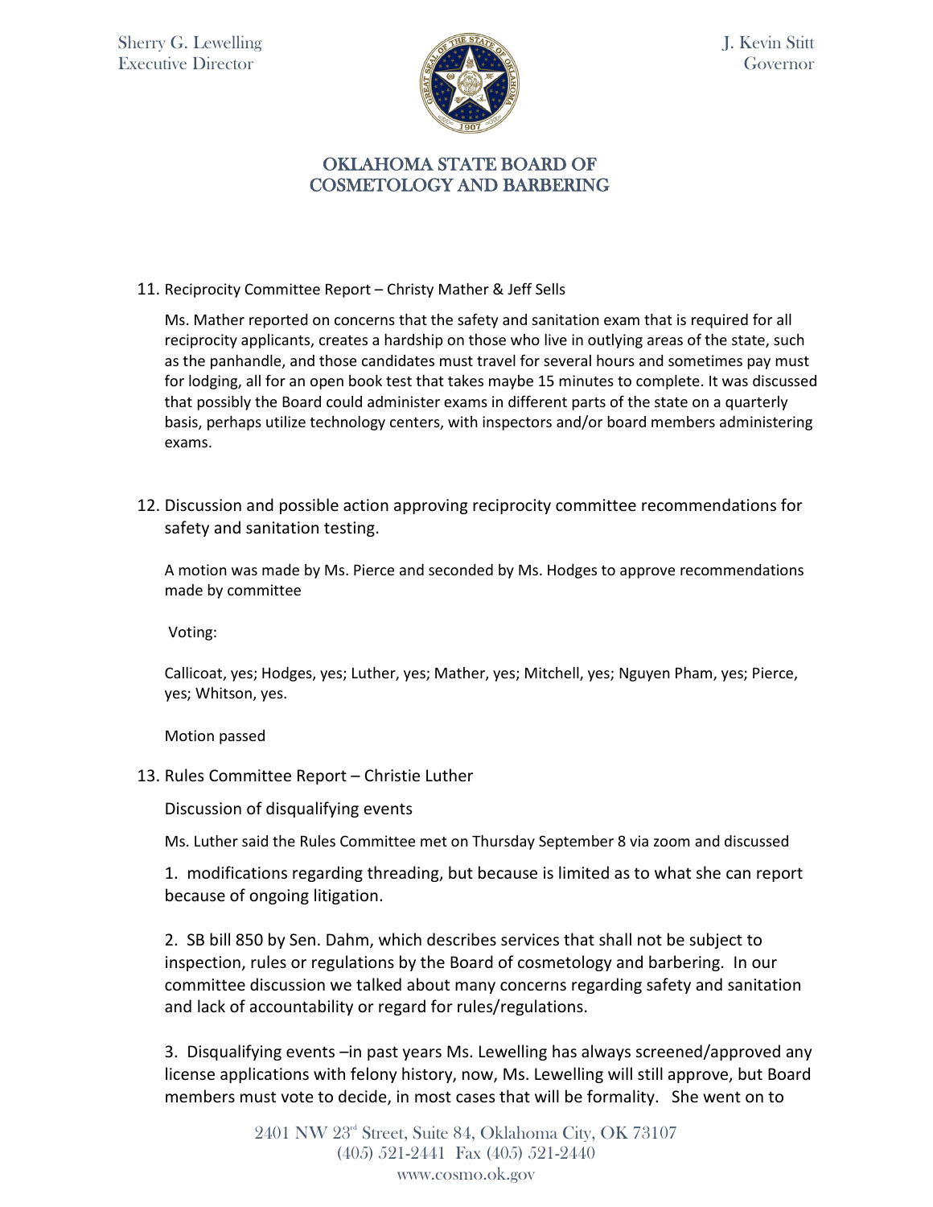11. Reciprocity Committee Report – Christy Mather & Jeff Sells

    Ms. Mather reported on concerns that the safety and sanitation exam that is required for all reciprocity applicants, creates a hardship on those who live in outlying areas of the state, such as the panhandle, and those candidates must travel for several hours and sometimes pay must for lodging, all for an open book test that takes maybe 15 minutes to complete. It was discussed that possibly the Board could administer exams in different parts of the state on a quarterly basis, perhaps utilize technology centers, with inspectors and/or board members administering exams.

12. Discussion and possible action approving reciprocity committee recommendations for safety and sanitation testing.

    A motion was made by Ms. Pierce and seconded by Ms. Hodges to approve recommendations made by committee

    Voting:

    Callicoat, yes; Hodges, yes; Luther, yes; Mather, yes; Mitchell, yes; Nguyen Pham, yes; Pierce, yes; Whitson, yes.

    Motion passed

13. Rules Committee Report – Christie Luther

    Discussion of disqualifying events

    Ms. Luther said the Rules Committee met on Thursday September 8 via zoom and discussed

    1. modifications regarding threading, but because is limited as to what she can report because of ongoing litigation.

    2. SB bill 850 by Sen. Dahm, which describes services that shall not be subject to inspection, rules or regulations by the Board of cosmetology and barbering. In our committee discussion we talked about many concerns regarding safety and sanitation and lack of accountability or regard for rules/regulations.

    3. Disqualifying events –in past years Ms. Lewelling has always screened/approved any license applications with felony history, now, Ms. Lewelling will still approve, but Board members must vote to decide, in most cases that will be formality. She went on to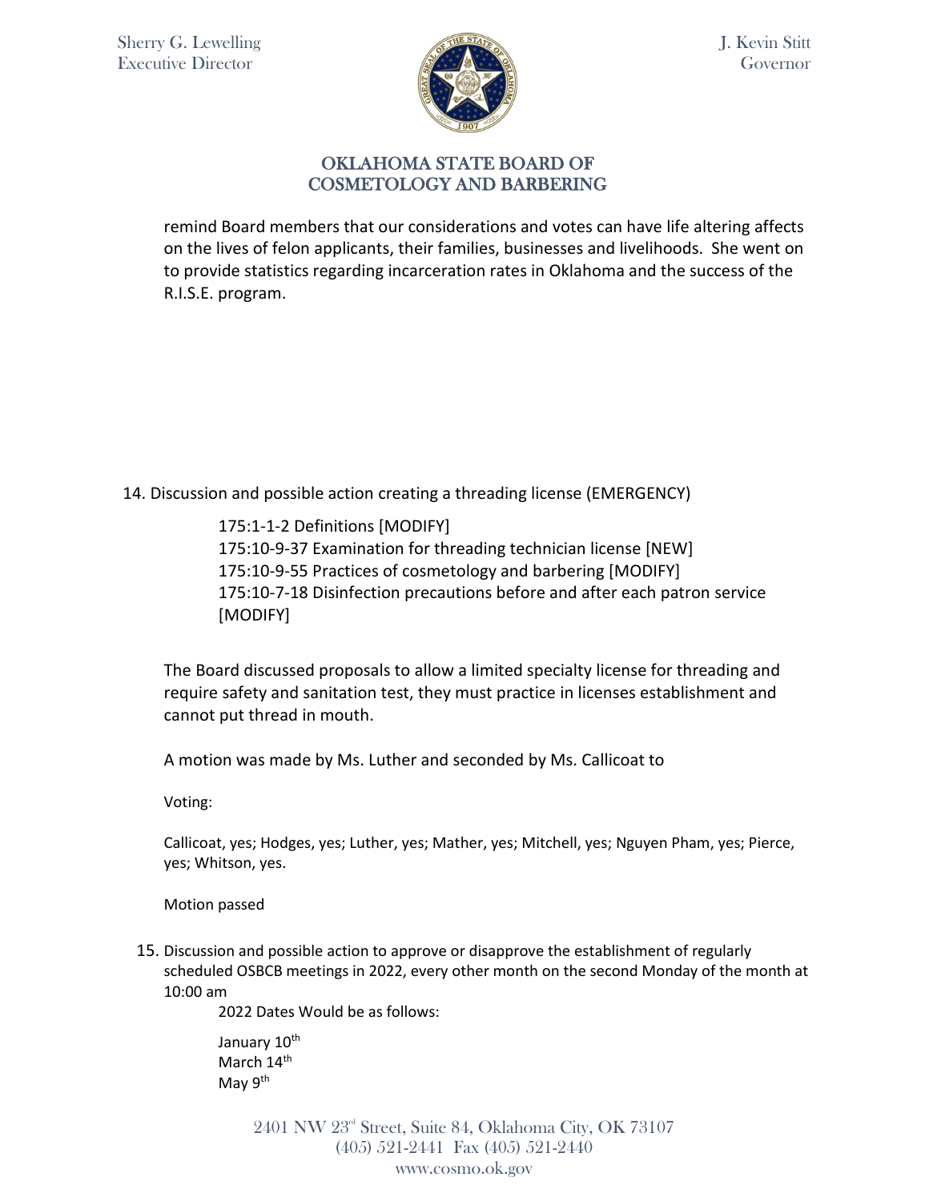remind Board members that our considerations and votes can have life altering affects on the lives of felon applicants, their families, businesses and livelihoods. She went on to provide statistics regarding incarceration rates in Oklahoma and the success of the R.I.S.E. program.

14. Discussion and possible action creating a threading license (EMERGENCY)

    175:1-1-2 Definitions [MODIFY]
    175:10-9-37 Examination for threading technician license [NEW]
    175:10-9-55 Practices of cosmetology and barbering [MODIFY]
    175:10-7-18 Disinfection precautions before and after each patron service [MODIFY]

    The Board discussed proposals to allow a limited specialty license for threading and require safety and sanitation test, they must practice in licenses establishment and cannot put thread in mouth.

    A motion was made by Ms. Luther and seconded by Ms. Callicoat to

    Voting:

    Callicoat, yes; Hodges, yes; Luther, yes; Mather, yes; Mitchell, yes; Nguyen Pham, yes; Pierce, yes; Whitson, yes.

    Motion passed

15. Discussion and possible action to approve or disapprove the establishment of regularly scheduled OSBCB meetings in 2022, every other month on the second Monday of the month at 10:00 am

    2022 Dates Would be as follows:

    January 10th
    March 14th
    May 9th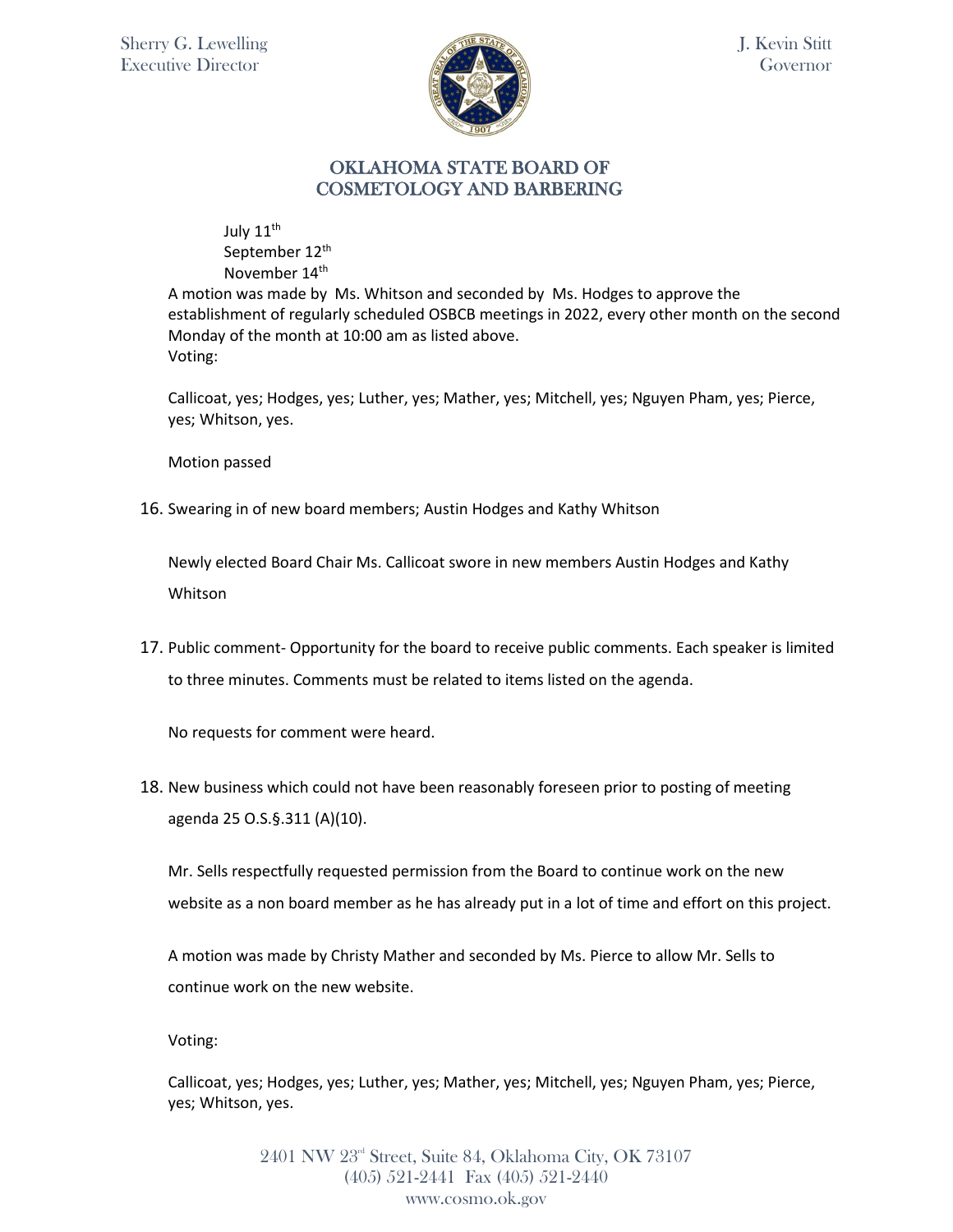July 11th
September 12th
November 14th

A motion was made by Ms. Whitson and seconded by Ms. Hodges to approve the establishment of regularly scheduled OSBCB meetings in 2022, every other month on the second Monday of the month at 10:00 am as listed above.
Voting:

Callicoat, yes; Hodges, yes; Luther, yes; Mather, yes; Mitchell, yes; Nguyen Pham, yes; Pierce, yes; Whitson, yes.

Motion passed

16. Swearing in of new board members; Austin Hodges and Kathy Whitson

    Newly elected Board Chair Ms. Callicoat swore in new members Austin Hodges and Kathy Whitson

17. Public comment- Opportunity for the board to receive public comments. Each speaker is limited to three minutes. Comments must be related to items listed on the agenda.

    No requests for comment were heard.

18. New business which could not have been reasonably foreseen prior to posting of meeting agenda 25 O.S.§.311 (A)(10).

    Mr. Sells respectfully requested permission from the Board to continue work on the new website as a non board member as he has already put in a lot of time and effort on this project.

    A motion was made by Christy Mather and seconded by Ms. Pierce to allow Mr. Sells to continue work on the new website.

    Voting:

    Callicoat, yes; Hodges, yes; Luther, yes; Mather, yes; Mitchell, yes; Nguyen Pham, yes; Pierce, yes; Whitson, yes.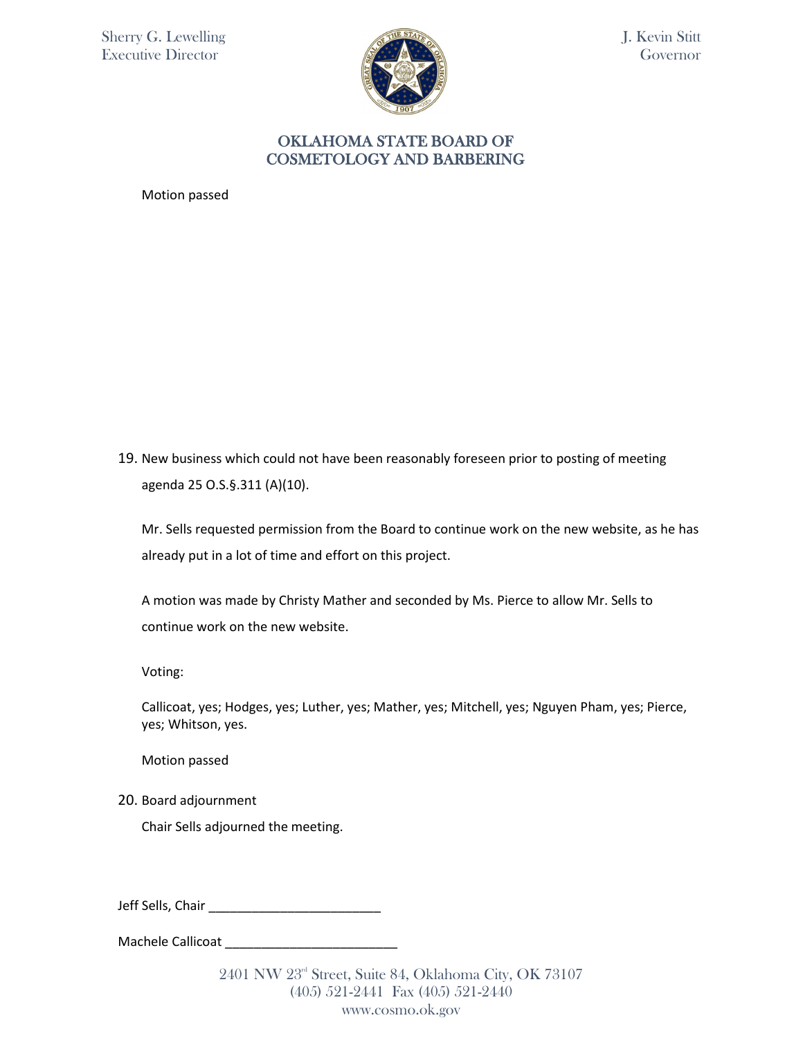Motion passed

19. New business which could not have been reasonably foreseen prior to posting of meeting agenda 25 O.S.§.311 (A)(10).

    Mr. Sells requested permission from the Board to continue work on the new website, as he has already put in a lot of time and effort on this project.

    A motion was made by Christy Mather and seconded by Ms. Pierce to allow Mr. Sells to continue work on the new website.

    Voting:

    Callicoat, yes; Hodges, yes; Luther, yes; Mather, yes; Mitchell, yes; Nguyen Pham, yes; Pierce, yes; Whitson, yes.

    Motion passed

20. Board adjournment

    Chair Sells adjourned the meeting.

Jeff Sells, Chair ________________________

Machele Callicoat ________________________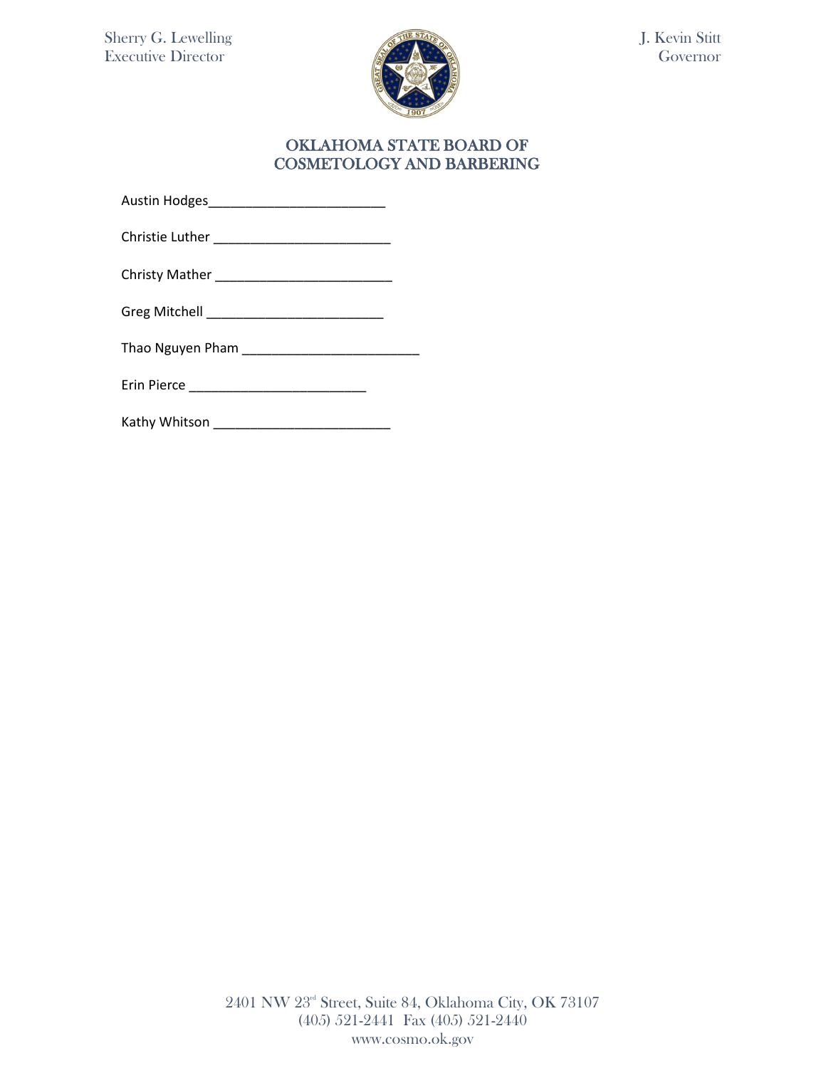Sherry G. Lewelling
Executive Director

J. Kevin Stitt
Governor

# OKLAHOMA STATE BOARD OF COSMETOLOGY AND BARBERING

Austin Hodges________________________

Christie Luther ________________________

Christy Mather ________________________

Greg Mitchell ________________________

Thao Nguyen Pham ________________________

Erin Pierce ________________________

Kathy Whitson ________________________

2401 NW 23rd Street, Suite 84, Oklahoma City, OK 73107
(405) 521-2441 Fax (405) 521-2440
www.cosmo.ok.gov